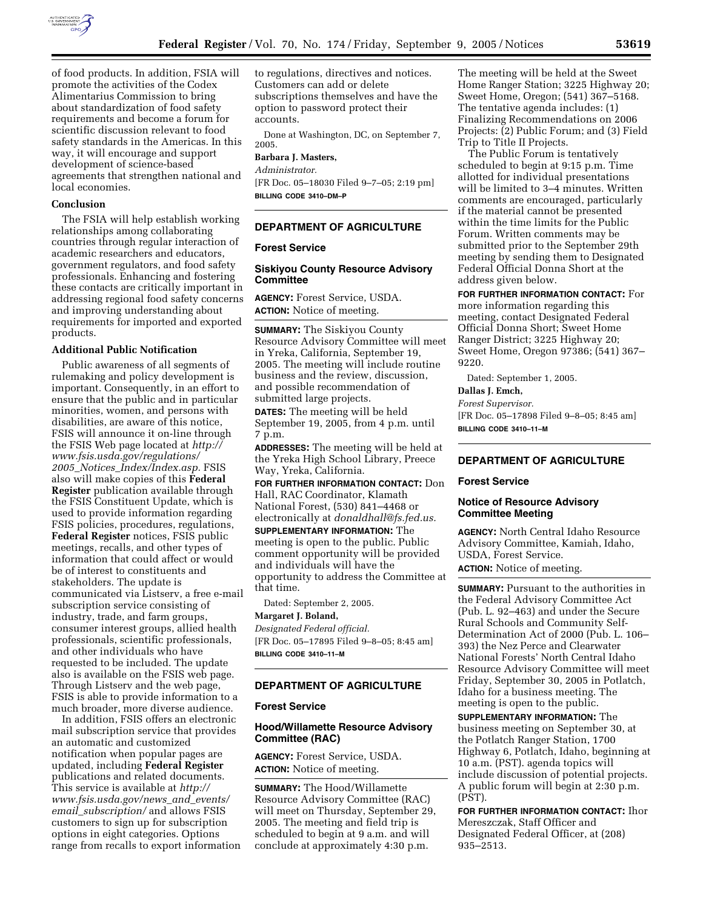of food products. In addition, FSIA will promote the activities of the Codex Alimentarius Commission to bring about standardization of food safety requirements and become a forum for scientific discussion relevant to food safety standards in the Americas. In this way, it will encourage and support development of science-based agreements that strengthen national and local economies.

**Conclusion**

The FSIA will help establish working relationships among collaborating countries through regular interaction of academic researchers and educators, government regulators, and food safety professionals. Enhancing and fostering these contacts are critically important in addressing regional food safety concerns and improving understanding about requirements for imported and exported products.

**Additional Public Notification**

Public awareness of all segments of rulemaking and policy development is important. Consequently, in an effort to ensure that the public and in particular minorities, women, and persons with disabilities, are aware of this notice, FSIS will announce it on-line through the FSIS Web page located at *http://www.fsis.usda.gov/regulations/2005_Notices_Index/Index.asp.* FSIS also will make copies of this **Federal Register** publication available through the FSIS Constituent Update, which is used to provide information regarding FSIS policies, procedures, regulations, **Federal Register** notices, FSIS public meetings, recalls, and other types of information that could affect or would be of interest to constituents and stakeholders. The update is communicated via Listserv, a free e-mail subscription service consisting of industry, trade, and farm groups, consumer interest groups, allied health professionals, scientific professionals, and other individuals who have requested to be included. The update also is available on the FSIS web page. Through Listserv and the web page, FSIS is able to provide information to a much broader, more diverse audience.

In addition, FSIS offers an electronic mail subscription service that provides an automatic and customized notification when popular pages are updated, including **Federal Register** publications and related documents. This service is available at *http://www.fsis.usda.gov/news_and_events/email_subscription/* and allows FSIS customers to sign up for subscription options in eight categories. Options range from recalls to export information to regulations, directives and notices. Customers can add or delete subscriptions themselves and have the option to password protect their accounts.

Done at Washington, DC, on September 7, 2005.

**Barbara J. Masters,**

*Administrator.*

[FR Doc. 05–18030 Filed 9–7–05; 2:19 pm]

**BILLING CODE 3410–DM–P**

## DEPARTMENT OF AGRICULTURE

### Forest Service

### Siskiyou County Resource Advisory Committee

**AGENCY:** Forest Service, USDA.

**ACTION:** Notice of meeting.

**SUMMARY:** The Siskiyou County Resource Advisory Committee will meet in Yreka, California, September 19, 2005. The meeting will include routine business and the review, discussion, and possible recommendation of submitted large projects.

**DATES:** The meeting will be held September 19, 2005, from 4 p.m. until 7 p.m.

**ADDRESSES:** The meeting will be held at the Yreka High School Library, Preece Way, Yreka, California.

**FOR FURTHER INFORMATION CONTACT:** Don Hall, RAC Coordinator, Klamath National Forest, (530) 841–4468 or electronically at *donaldhall@fs.fed.us.*

**SUPPLEMENTARY INFORMATION:** The meeting is open to the public. Public comment opportunity will be provided and individuals will have the opportunity to address the Committee at that time.

Dated: September 2, 2005.

**Margaret J. Boland,**

*Designated Federal official.*

[FR Doc. 05–17895 Filed 9–8–05; 8:45 am]

**BILLING CODE 3410–11–M**

## DEPARTMENT OF AGRICULTURE

### Forest Service

### Hood/Willamette Resource Advisory Committee (RAC)

**AGENCY:** Forest Service, USDA.

**ACTION:** Notice of meeting.

**SUMMARY:** The Hood/Willamette Resource Advisory Committee (RAC) will meet on Thursday, September 29, 2005. The meeting and field trip is scheduled to begin at 9 a.m. and will conclude at approximately 4:30 p.m. The meeting will be held at the Sweet Home Ranger Station; 3225 Highway 20; Sweet Home, Oregon; (541) 367–5168. The tentative agenda includes: (1) Finalizing Recommendations on 2006 Projects: (2) Public Forum; and (3) Field Trip to Title II Projects.

The Public Forum is tentatively scheduled to begin at 9:15 p.m. Time allotted for individual presentations will be limited to 3–4 minutes. Written comments are encouraged, particularly if the material cannot be presented within the time limits for the Public Forum. Written comments may be submitted prior to the September 29th meeting by sending them to Designated Federal Official Donna Short at the address given below.

**FOR FURTHER INFORMATION CONTACT:** For more information regarding this meeting, contact Designated Federal Official Donna Short; Sweet Home Ranger District; 3225 Highway 20; Sweet Home, Oregon 97386; (541) 367–9220.

Dated: September 1, 2005.

**Dallas J. Emch,**

*Forest Supervisor.*

[FR Doc. 05–17898 Filed 9–8–05; 8:45 am]

**BILLING CODE 3410–11–M**

## DEPARTMENT OF AGRICULTURE

### Forest Service

### Notice of Resource Advisory Committee Meeting

**AGENCY:** North Central Idaho Resource Advisory Committee, Kamiah, Idaho, USDA, Forest Service.

**ACTION:** Notice of meeting.

**SUMMARY:** Pursuant to the authorities in the Federal Advisory Committee Act (Pub. L. 92–463) and under the Secure Rural Schools and Community Self-Determination Act of 2000 (Pub. L. 106–393) the Nez Perce and Clearwater National Forests' North Central Idaho Resource Advisory Committee will meet Friday, September 30, 2005 in Potlatch, Idaho for a business meeting. The meeting is open to the public.

**SUPPLEMENTARY INFORMATION:** The business meeting on September 30, at the Potlatch Ranger Station, 1700 Highway 6, Potlatch, Idaho, beginning at 10 a.m. (PST). agenda topics will include discussion of potential projects. A public forum will begin at 2:30 p.m. (PST).

**FOR FURTHER INFORMATION CONTACT:** Ihor Mereszczak, Staff Officer and Designated Federal Officer, at (208) 935–2513.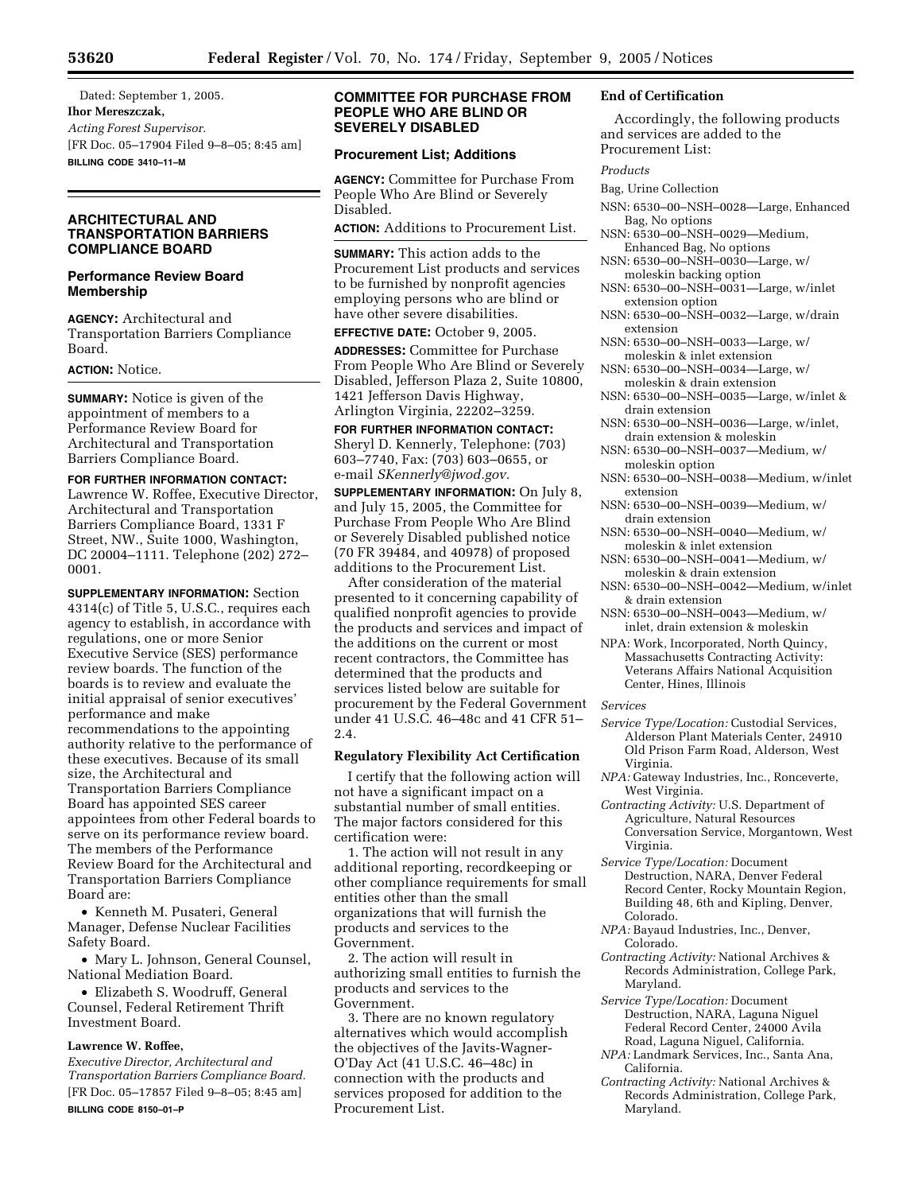Dated: September 1, 2005.

**Ihor Mereszczak,**

*Acting Forest Supervisor.*

[FR Doc. 05–17904 Filed 9–8–05; 8:45 am]

**BILLING CODE 3410–11–M**

## ARCHITECTURAL AND TRANSPORTATION BARRIERS COMPLIANCE BOARD

### Performance Review Board Membership

**AGENCY:** Architectural and Transportation Barriers Compliance Board.

**ACTION:** Notice.

**SUMMARY:** Notice is given of the appointment of members to a Performance Review Board for Architectural and Transportation Barriers Compliance Board.

**FOR FURTHER INFORMATION CONTACT:** Lawrence W. Roffee, Executive Director, Architectural and Transportation Barriers Compliance Board, 1331 F Street, NW., Suite 1000, Washington, DC 20004–1111. Telephone (202) 272–0001.

**SUPPLEMENTARY INFORMATION:** Section 4314(c) of Title 5, U.S.C., requires each agency to establish, in accordance with regulations, one or more Senior Executive Service (SES) performance review boards. The function of the boards is to review and evaluate the initial appraisal of senior executives' performance and make recommendations to the appointing authority relative to the performance of these executives. Because of its small size, the Architectural and Transportation Barriers Compliance Board has appointed SES career appointees from other Federal boards to serve on its performance review board. The members of the Performance Review Board for the Architectural and Transportation Barriers Compliance Board are:

- Kenneth M. Pusateri, General Manager, Defense Nuclear Facilities Safety Board.
- Mary L. Johnson, General Counsel, National Mediation Board.
- Elizabeth S. Woodruff, General Counsel, Federal Retirement Thrift Investment Board.

**Lawrence W. Roffee,**

*Executive Director, Architectural and Transportation Barriers Compliance Board.*

[FR Doc. 05–17857 Filed 9–8–05; 8:45 am]

**BILLING CODE 8150–01–P**

## COMMITTEE FOR PURCHASE FROM PEOPLE WHO ARE BLIND OR SEVERELY DISABLED

### Procurement List; Additions

**AGENCY:** Committee for Purchase From People Who Are Blind or Severely Disabled.

**ACTION:** Additions to Procurement List.

**SUMMARY:** This action adds to the Procurement List products and services to be furnished by nonprofit agencies employing persons who are blind or have other severe disabilities.

**EFFECTIVE DATE:** October 9, 2005.

**ADDRESSES:** Committee for Purchase From People Who Are Blind or Severely Disabled, Jefferson Plaza 2, Suite 10800, 1421 Jefferson Davis Highway, Arlington Virginia, 22202–3259.

**FOR FURTHER INFORMATION CONTACT:** Sheryl D. Kennerly, Telephone: (703) 603–7740, Fax: (703) 603–0655, or e-mail *SKennerly@jwod.gov.*

**SUPPLEMENTARY INFORMATION:** On July 8, and July 15, 2005, the Committee for Purchase From People Who Are Blind or Severely Disabled published notice (70 FR 39484, and 40978) of proposed additions to the Procurement List.

After consideration of the material presented to it concerning capability of qualified nonprofit agencies to provide the products and services and impact of the additions on the current or most recent contractors, the Committee has determined that the products and services listed below are suitable for procurement by the Federal Government under 41 U.S.C. 46–48c and 41 CFR 51–2.4.

### Regulatory Flexibility Act Certification

I certify that the following action will not have a significant impact on a substantial number of small entities. The major factors considered for this certification were:

1. The action will not result in any additional reporting, recordkeeping or other compliance requirements for small entities other than the small organizations that will furnish the products and services to the Government.

2. The action will result in authorizing small entities to furnish the products and services to the Government.

3. There are no known regulatory alternatives which would accomplish the objectives of the Javits-Wagner-O'Day Act (41 U.S.C. 46–48c) in connection with the products and services proposed for addition to the Procurement List.

### End of Certification

Accordingly, the following products and services are added to the Procurement List:

*Products*

Bag, Urine Collection

NSN: 6530–00–NSH–0028—Large, Enhanced Bag, No options

NSN: 6530–00–NSH–0029—Medium, Enhanced Bag, No options

NSN: 6530–00–NSH–0030—Large, w/ moleskin backing option

NSN: 6530–00–NSH–0031—Large, w/inlet extension option

NSN: 6530–00–NSH–0032—Large, w/drain extension

NSN: 6530–00–NSH–0033—Large, w/ moleskin & inlet extension

NSN: 6530–00–NSH–0034—Large, w/ moleskin & drain extension

NSN: 6530–00–NSH–0035—Large, w/inlet & drain extension

NSN: 6530–00–NSH–0036—Large, w/inlet, drain extension & moleskin

NSN: 6530–00–NSH–0037—Medium, w/ moleskin option

NSN: 6530–00–NSH–0038—Medium, w/inlet extension

NSN: 6530–00–NSH–0039—Medium, w/ drain extension

NSN: 6530–00–NSH–0040—Medium, w/ moleskin & inlet extension

NSN: 6530–00–NSH–0041—Medium, w/ moleskin & drain extension

NSN: 6530–00–NSH–0042—Medium, w/inlet & drain extension

NSN: 6530–00–NSH–0043—Medium, w/ inlet, drain extension & moleskin

NPA: Work, Incorporated, North Quincy, Massachusetts Contracting Activity: Veterans Affairs National Acquisition Center, Hines, Illinois

*Services*

*Service Type/Location:* Custodial Services, Alderson Plant Materials Center, 24910 Old Prison Farm Road, Alderson, West Virginia.

*NPA:* Gateway Industries, Inc., Ronceverte, West Virginia.

*Contracting Activity:* U.S. Department of Agriculture, Natural Resources Conversation Service, Morgantown, West Virginia.

*Service Type/Location:* Document Destruction, NARA, Denver Federal Record Center, Rocky Mountain Region, Building 48, 6th and Kipling, Denver, Colorado.

*NPA:* Bayaud Industries, Inc., Denver, Colorado.

*Contracting Activity:* National Archives & Records Administration, College Park, Maryland.

*Service Type/Location:* Document Destruction, NARA, Laguna Niguel Federal Record Center, 24000 Avila Road, Laguna Niguel, California.

*NPA:* Landmark Services, Inc., Santa Ana, California.

*Contracting Activity:* National Archives & Records Administration, College Park, Maryland.